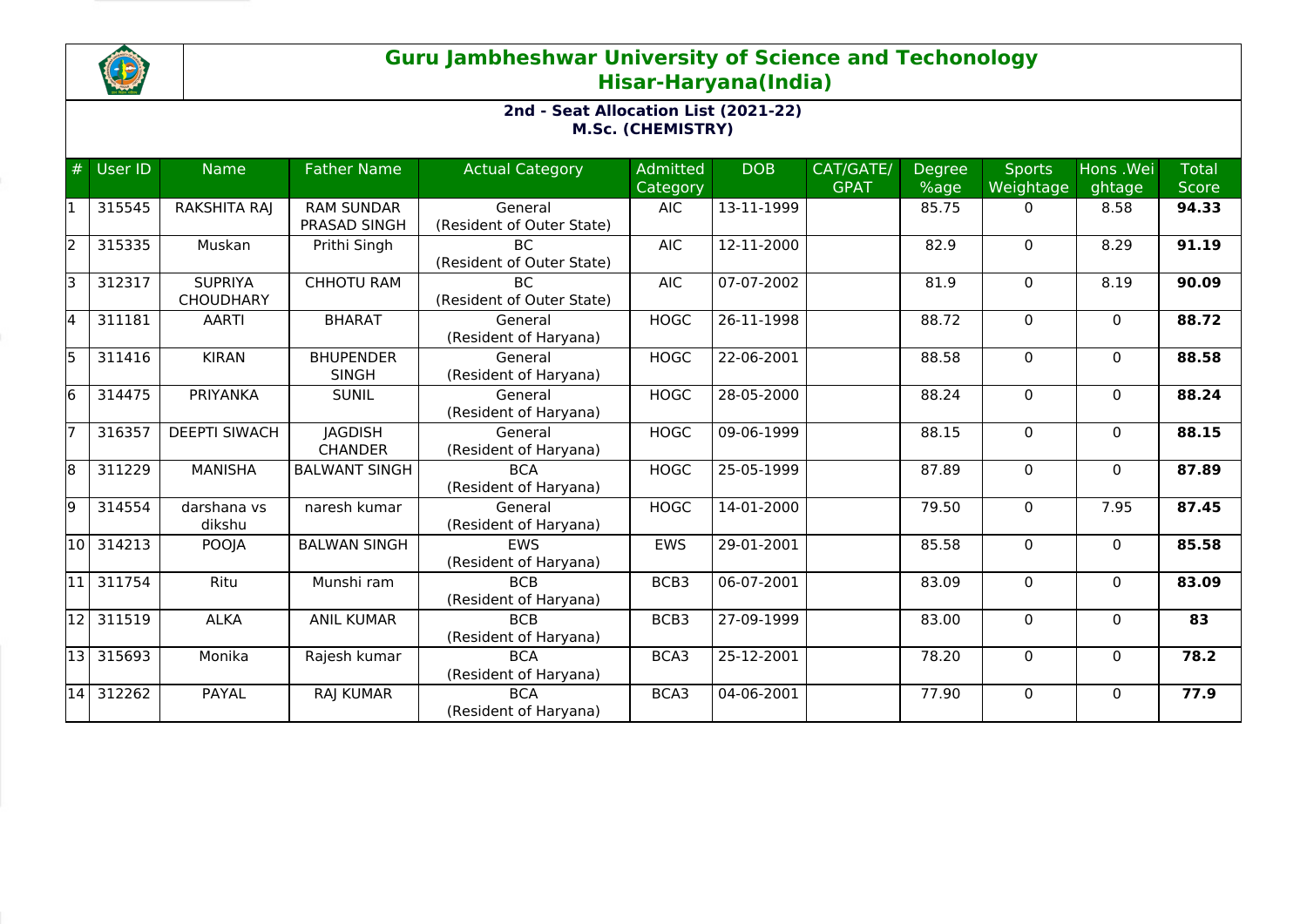# Guru Jambheshwar University of Science and Techonology
## Hisar-Haryana(India)

### 2nd - Seat Allocation List (2021-22)
### M.Sc. (CHEMISTRY)

| # | User ID | Name | Father Name | Actual Category | Admitted Category | DOB | CAT/GATE/ GPAT | Degree %age | Sports Weightage | Hons .Weightage | Total Score |
|---|---|---|---|---|---|---|---|---|---|---|---|
| 1 | 315545 | RAKSHITA RAJ | RAM SUNDAR PRASAD SINGH | General (Resident of Outer State) | AIC | 13-11-1999 | | 85.75 | 0 | 8.58 | **94.33** |
| 2 | 315335 | Muskan | Prithi Singh | BC (Resident of Outer State) | AIC | 12-11-2000 | | 82.9 | 0 | 8.29 | **91.19** |
| 3 | 312317 | SUPRIYA CHOUDHARY | CHHOTU RAM | BC (Resident of Outer State) | AIC | 07-07-2002 | | 81.9 | 0 | 8.19 | **90.09** |
| 4 | 311181 | AARTI | BHARAT | General (Resident of Haryana) | HOGC | 26-11-1998 | | 88.72 | 0 | 0 | **88.72** |
| 5 | 311416 | KIRAN | BHUPENDER SINGH | General (Resident of Haryana) | HOGC | 22-06-2001 | | 88.58 | 0 | 0 | **88.58** |
| 6 | 314475 | PRIYANKA | SUNIL | General (Resident of Haryana) | HOGC | 28-05-2000 | | 88.24 | 0 | 0 | **88.24** |
| 7 | 316357 | DEEPTI SIWACH | JAGDISH CHANDER | General (Resident of Haryana) | HOGC | 09-06-1999 | | 88.15 | 0 | 0 | **88.15** |
| 8 | 311229 | MANISHA | BALWANT SINGH | BCA (Resident of Haryana) | HOGC | 25-05-1999 | | 87.89 | 0 | 0 | **87.89** |
| 9 | 314554 | darshana vs dikshu | naresh kumar | General (Resident of Haryana) | HOGC | 14-01-2000 | | 79.50 | 0 | 7.95 | **87.45** |
| 10 | 314213 | POOJA | BALWAN SINGH | EWS (Resident of Haryana) | EWS | 29-01-2001 | | 85.58 | 0 | 0 | **85.58** |
| 11 | 311754 | Ritu | Munshi ram | BCB (Resident of Haryana) | BCB3 | 06-07-2001 | | 83.09 | 0 | 0 | **83.09** |
| 12 | 311519 | ALKA | ANIL KUMAR | BCB (Resident of Haryana) | BCB3 | 27-09-1999 | | 83.00 | 0 | 0 | **83** |
| 13 | 315693 | Monika | Rajesh kumar | BCA (Resident of Haryana) | BCA3 | 25-12-2001 | | 78.20 | 0 | 0 | **78.2** |
| 14 | 312262 | PAYAL | RAJ KUMAR | BCA (Resident of Haryana) | BCA3 | 04-06-2001 | | 77.90 | 0 | 0 | **77.9** |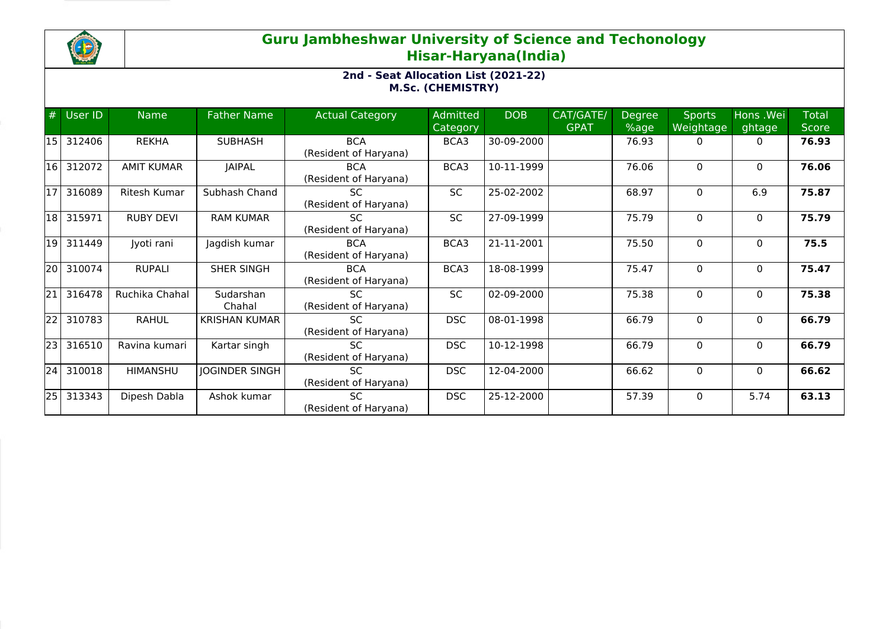# Guru Jambheshwar University of Science and Techonology
## Hisar-Haryana(India)

### 2nd - Seat Allocation List (2021-22)
### M.Sc. (CHEMISTRY)

| # | User ID | Name | Father Name | Actual Category | Admitted Category | DOB | CAT/GATE/ GPAT | Degree %age | Sports Weightage | Hons .Weightage | Total Score |
|---|---|---|---|---|---|---|---|---|---|---|---|
| 15 | 312406 | REKHA | SUBHASH | BCA (Resident of Haryana) | BCA3 | 30-09-2000 | | 76.93 | 0 | 0 | **76.93** |
| 16 | 312072 | AMIT KUMAR | JAIPAL | BCA (Resident of Haryana) | BCA3 | 10-11-1999 | | 76.06 | 0 | 0 | **76.06** |
| 17 | 316089 | Ritesh Kumar | Subhash Chand | SC (Resident of Haryana) | SC | 25-02-2002 | | 68.97 | 0 | 6.9 | **75.87** |
| 18 | 315971 | RUBY DEVI | RAM KUMAR | SC (Resident of Haryana) | SC | 27-09-1999 | | 75.79 | 0 | 0 | **75.79** |
| 19 | 311449 | Jyoti rani | Jagdish kumar | BCA (Resident of Haryana) | BCA3 | 21-11-2001 | | 75.50 | 0 | 0 | **75.5** |
| 20 | 310074 | RUPALI | SHER SINGH | BCA (Resident of Haryana) | BCA3 | 18-08-1999 | | 75.47 | 0 | 0 | **75.47** |
| 21 | 316478 | Ruchika Chahal | Sudarshan Chahal | SC (Resident of Haryana) | SC | 02-09-2000 | | 75.38 | 0 | 0 | **75.38** |
| 22 | 310783 | RAHUL | KRISHAN KUMAR | SC (Resident of Haryana) | DSC | 08-01-1998 | | 66.79 | 0 | 0 | **66.79** |
| 23 | 316510 | Ravina kumari | Kartar singh | SC (Resident of Haryana) | DSC | 10-12-1998 | | 66.79 | 0 | 0 | **66.79** |
| 24 | 310018 | HIMANSHU | JOGINDER SINGH | SC (Resident of Haryana) | DSC | 12-04-2000 | | 66.62 | 0 | 0 | **66.62** |
| 25 | 313343 | Dipesh Dabla | Ashok kumar | SC (Resident of Haryana) | DSC | 25-12-2000 | | 57.39 | 0 | 5.74 | **63.13** |